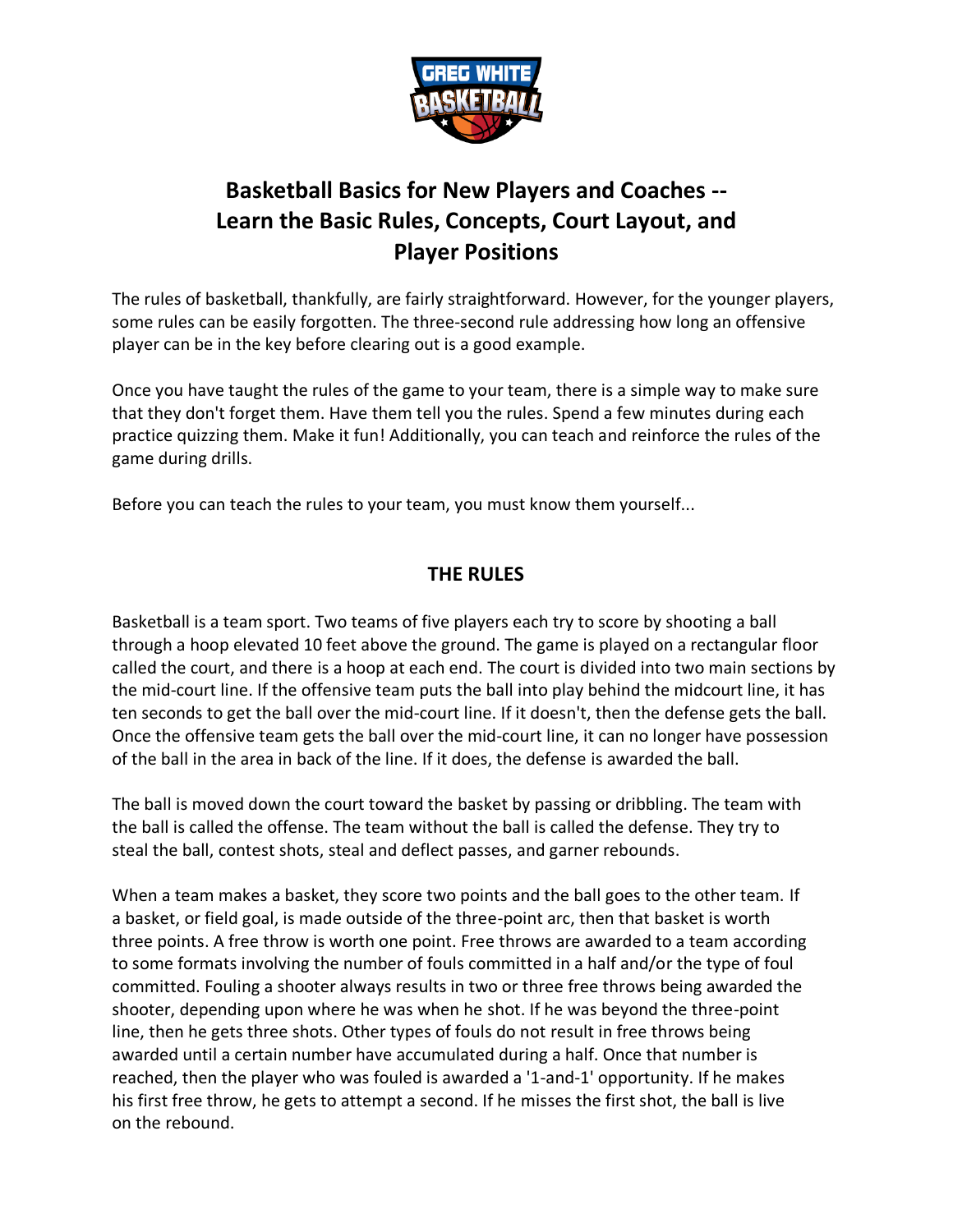# Basketball Basics for New Players and Coaches -- Learn the Basic Rules, Concepts, Court Layout, and Player Positions

The rules of basketball, thankfully, are fairly straightforward. However, for the younger players, some rules can be easily forgotten. The three-second rule addressing how long an offensive player can be in the key before clearing out is a good example.

Once you have taught the rules of the game to your team, there is a simple way to make sure that they don't forget them. Have them tell you the rules. Spend a few minutes during each practice quizzing them. Make it fun! Additionally, you can teach and reinforce the rules of the game during drills.

Before you can teach the rules to your team, you must know them yourself...

## THE RULES

Basketball is a team sport. Two teams of five players each try to score by shooting a ball through a hoop elevated 10 feet above the ground. The game is played on a rectangular floor called the court, and there is a hoop at each end. The court is divided into two main sections by the mid-court line. If the offensive team puts the ball into play behind the midcourt line, it has ten seconds to get the ball over the mid-court line. If it doesn't, then the defense gets the ball. Once the offensive team gets the ball over the mid-court line, it can no longer have possession of the ball in the area in back of the line. If it does, the defense is awarded the ball.

The ball is moved down the court toward the basket by passing or dribbling. The team with the ball is called the offense. The team without the ball is called the defense. They try to steal the ball, contest shots, steal and deflect passes, and garner rebounds.

When a team makes a basket, they score two points and the ball goes to the other team. If a basket, or field goal, is made outside of the three-point arc, then that basket is worth three points. A free throw is worth one point. Free throws are awarded to a team according to some formats involving the number of fouls committed in a half and/or the type of foul committed. Fouling a shooter always results in two or three free throws being awarded the shooter, depending upon where he was when he shot. If he was beyond the three-point line, then he gets three shots. Other types of fouls do not result in free throws being awarded until a certain number have accumulated during a half. Once that number is reached, then the player who was fouled is awarded a '1-and-1' opportunity. If he makes his first free throw, he gets to attempt a second. If he misses the first shot, the ball is live on the rebound.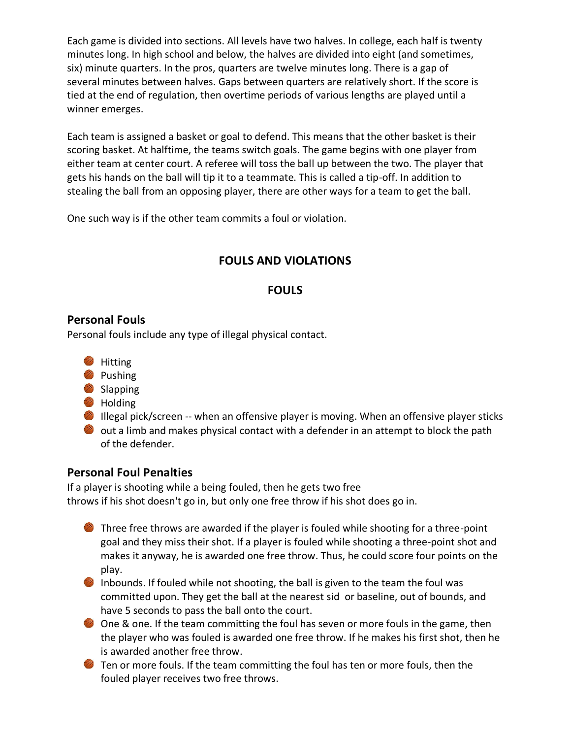Each game is divided into sections. All levels have two halves. In college, each half is twenty minutes long. In high school and below, the halves are divided into eight (and sometimes, six) minute quarters. In the pros, quarters are twelve minutes long. There is a gap of several minutes between halves. Gaps between quarters are relatively short. If the score is tied at the end of regulation, then overtime periods of various lengths are played until a winner emerges.

Each team is assigned a basket or goal to defend. This means that the other basket is their scoring basket. At halftime, the teams switch goals. The game begins with one player from either team at center court. A referee will toss the ball up between the two. The player that gets his hands on the ball will tip it to a teammate. This is called a tip-off. In addition to stealing the ball from an opposing player, there are other ways for a team to get the ball.

One such way is if the other team commits a foul or violation.

## FOULS AND VIOLATIONS

## FOULS

### Personal Fouls

Personal fouls include any type of illegal physical contact.

- Hitting
- Pushing
- Slapping
- Holding
- Illegal pick/screen -- when an offensive player is moving. When an offensive player sticks
- out a limb and makes physical contact with a defender in an attempt to block the path of the defender.

### Personal Foul Penalties

If a player is shooting while a being fouled, then he gets two free throws if his shot doesn't go in, but only one free throw if his shot does go in.

- Three free throws are awarded if the player is fouled while shooting for a three-point goal and they miss their shot. If a player is fouled while shooting a three-point shot and makes it anyway, he is awarded one free throw. Thus, he could score four points on the play.
- Inbounds. If fouled while not shooting, the ball is given to the team the foul was committed upon. They get the ball at the nearest sid or baseline, out of bounds, and have 5 seconds to pass the ball onto the court.
- One & one. If the team committing the foul has seven or more fouls in the game, then the player who was fouled is awarded one free throw. If he makes his first shot, then he is awarded another free throw.
- Ten or more fouls. If the team committing the foul has ten or more fouls, then the fouled player receives two free throws.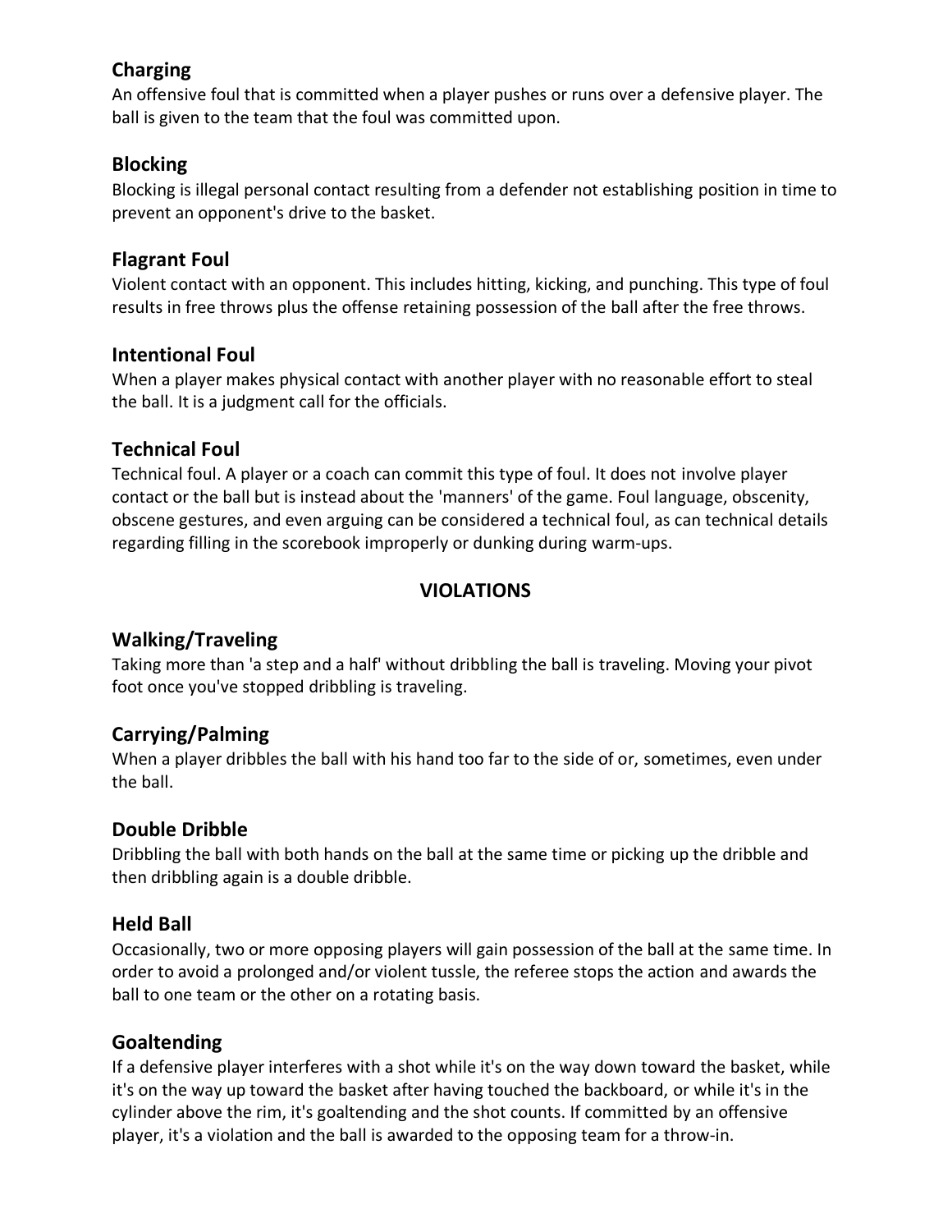### Charging

An offensive foul that is committed when a player pushes or runs over a defensive player. The ball is given to the team that the foul was committed upon.

### Blocking

Blocking is illegal personal contact resulting from a defender not establishing position in time to prevent an opponent's drive to the basket.

### Flagrant Foul

Violent contact with an opponent. This includes hitting, kicking, and punching. This type of foul results in free throws plus the offense retaining possession of the ball after the free throws.

### Intentional Foul

When a player makes physical contact with another player with no reasonable effort to steal the ball. It is a judgment call for the officials.

### Technical Foul

Technical foul. A player or a coach can commit this type of foul. It does not involve player contact or the ball but is instead about the 'manners' of the game. Foul language, obscenity, obscene gestures, and even arguing can be considered a technical foul, as can technical details regarding filling in the scorebook improperly or dunking during warm-ups.

## VIOLATIONS

### Walking/Traveling

Taking more than 'a step and a half' without dribbling the ball is traveling. Moving your pivot foot once you've stopped dribbling is traveling.

### Carrying/Palming

When a player dribbles the ball with his hand too far to the side of or, sometimes, even under the ball.

### Double Dribble

Dribbling the ball with both hands on the ball at the same time or picking up the dribble and then dribbling again is a double dribble.

### Held Ball

Occasionally, two or more opposing players will gain possession of the ball at the same time. In order to avoid a prolonged and/or violent tussle, the referee stops the action and awards the ball to one team or the other on a rotating basis.

### Goaltending

If a defensive player interferes with a shot while it's on the way down toward the basket, while it's on the way up toward the basket after having touched the backboard, or while it's in the cylinder above the rim, it's goaltending and the shot counts. If committed by an offensive player, it's a violation and the ball is awarded to the opposing team for a throw-in.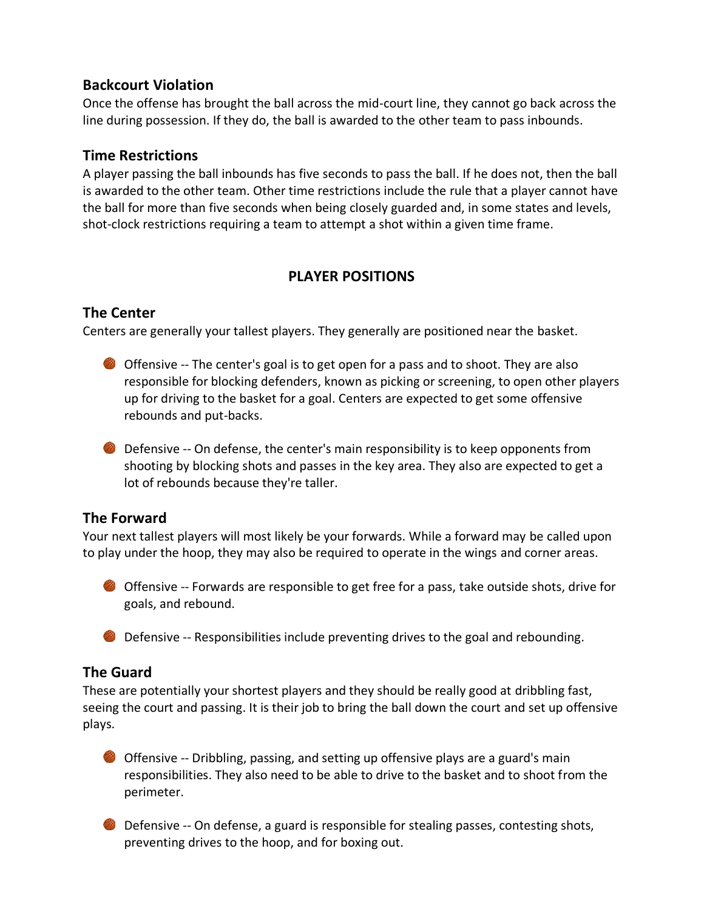### Backcourt Violation

Once the offense has brought the ball across the mid-court line, they cannot go back across the line during possession. If they do, the ball is awarded to the other team to pass inbounds.

### Time Restrictions

A player passing the ball inbounds has five seconds to pass the ball. If he does not, then the ball is awarded to the other team. Other time restrictions include the rule that a player cannot have the ball for more than five seconds when being closely guarded and, in some states and levels, shot-clock restrictions requiring a team to attempt a shot within a given time frame.

## PLAYER POSITIONS

### The Center

Centers are generally your tallest players. They generally are positioned near the basket.

- Offensive -- The center's goal is to get open for a pass and to shoot. They are also responsible for blocking defenders, known as picking or screening, to open other players up for driving to the basket for a goal. Centers are expected to get some offensive rebounds and put-backs.
- Defensive -- On defense, the center's main responsibility is to keep opponents from shooting by blocking shots and passes in the key area. They also are expected to get a lot of rebounds because they're taller.

### The Forward

Your next tallest players will most likely be your forwards. While a forward may be called upon to play under the hoop, they may also be required to operate in the wings and corner areas.

- Offensive -- Forwards are responsible to get free for a pass, take outside shots, drive for goals, and rebound.
- Defensive -- Responsibilities include preventing drives to the goal and rebounding.

### The Guard

These are potentially your shortest players and they should be really good at dribbling fast, seeing the court and passing. It is their job to bring the ball down the court and set up offensive plays.

- Offensive -- Dribbling, passing, and setting up offensive plays are a guard's main responsibilities. They also need to be able to drive to the basket and to shoot from the perimeter.
- Defensive -- On defense, a guard is responsible for stealing passes, contesting shots, preventing drives to the hoop, and for boxing out.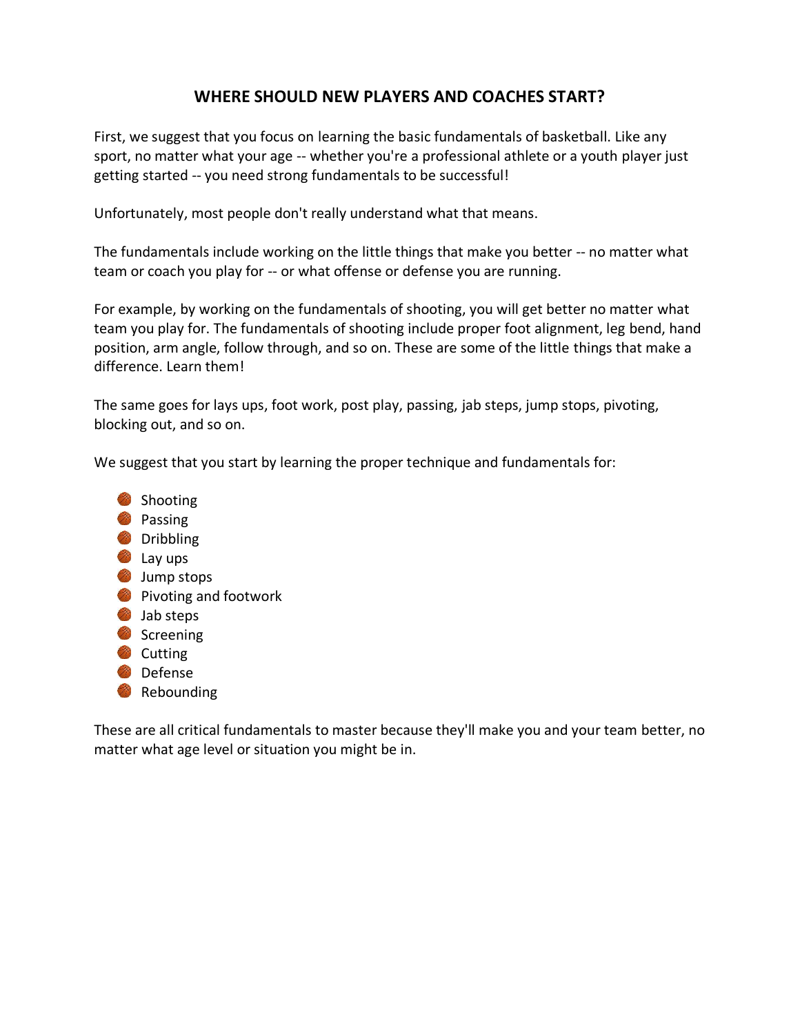## WHERE SHOULD NEW PLAYERS AND COACHES START?

First, we suggest that you focus on learning the basic fundamentals of basketball. Like any sport, no matter what your age -- whether you're a professional athlete or a youth player just getting started -- you need strong fundamentals to be successful!

Unfortunately, most people don't really understand what that means.

The fundamentals include working on the little things that make you better -- no matter what team or coach you play for -- or what offense or defense you are running.

For example, by working on the fundamentals of shooting, you will get better no matter what team you play for. The fundamentals of shooting include proper foot alignment, leg bend, hand position, arm angle, follow through, and so on. These are some of the little things that make a difference. Learn them!

The same goes for lays ups, foot work, post play, passing, jab steps, jump stops, pivoting, blocking out, and so on.

We suggest that you start by learning the proper technique and fundamentals for:

- Shooting
- Passing
- Dribbling
- Lay ups
- Jump stops
- Pivoting and footwork
- Jab steps
- Screening
- Cutting
- Defense
- Rebounding

These are all critical fundamentals to master because they'll make you and your team better, no matter what age level or situation you might be in.